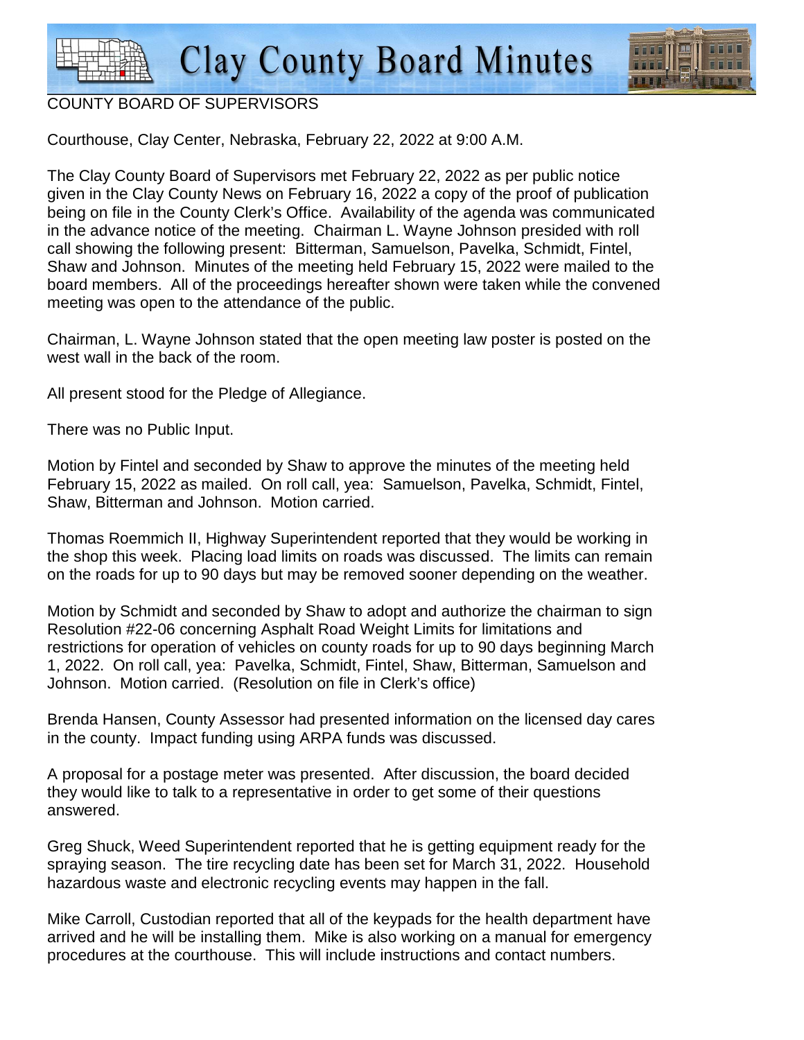# Clay County Board Minutes

## COUNTY BOARD OF SUPERVISORS

Courthouse, Clay Center, Nebraska, February 22, 2022 at 9:00 A.M.

The Clay County Board of Supervisors met February 22, 2022 as per public notice given in the Clay County News on February 16, 2022 a copy of the proof of publication being on file in the County Clerk's Office. Availability of the agenda was communicated in the advance notice of the meeting. Chairman L. Wayne Johnson presided with roll call showing the following present: Bitterman, Samuelson, Pavelka, Schmidt, Fintel, Shaw and Johnson. Minutes of the meeting held February 15, 2022 were mailed to the board members. All of the proceedings hereafter shown were taken while the convened meeting was open to the attendance of the public.

Chairman, L. Wayne Johnson stated that the open meeting law poster is posted on the west wall in the back of the room.

All present stood for the Pledge of Allegiance.

There was no Public Input.

Motion by Fintel and seconded by Shaw to approve the minutes of the meeting held February 15, 2022 as mailed. On roll call, yea: Samuelson, Pavelka, Schmidt, Fintel, Shaw, Bitterman and Johnson. Motion carried.

Thomas Roemmich II, Highway Superintendent reported that they would be working in the shop this week. Placing load limits on roads was discussed. The limits can remain on the roads for up to 90 days but may be removed sooner depending on the weather.

Motion by Schmidt and seconded by Shaw to adopt and authorize the chairman to sign Resolution #22-06 concerning Asphalt Road Weight Limits for limitations and restrictions for operation of vehicles on county roads for up to 90 days beginning March 1, 2022. On roll call, yea: Pavelka, Schmidt, Fintel, Shaw, Bitterman, Samuelson and Johnson. Motion carried. (Resolution on file in Clerk's office)

Brenda Hansen, County Assessor had presented information on the licensed day cares in the county. Impact funding using ARPA funds was discussed.

A proposal for a postage meter was presented. After discussion, the board decided they would like to talk to a representative in order to get some of their questions answered.

Greg Shuck, Weed Superintendent reported that he is getting equipment ready for the spraying season. The tire recycling date has been set for March 31, 2022. Household hazardous waste and electronic recycling events may happen in the fall.

Mike Carroll, Custodian reported that all of the keypads for the health department have arrived and he will be installing them. Mike is also working on a manual for emergency procedures at the courthouse. This will include instructions and contact numbers.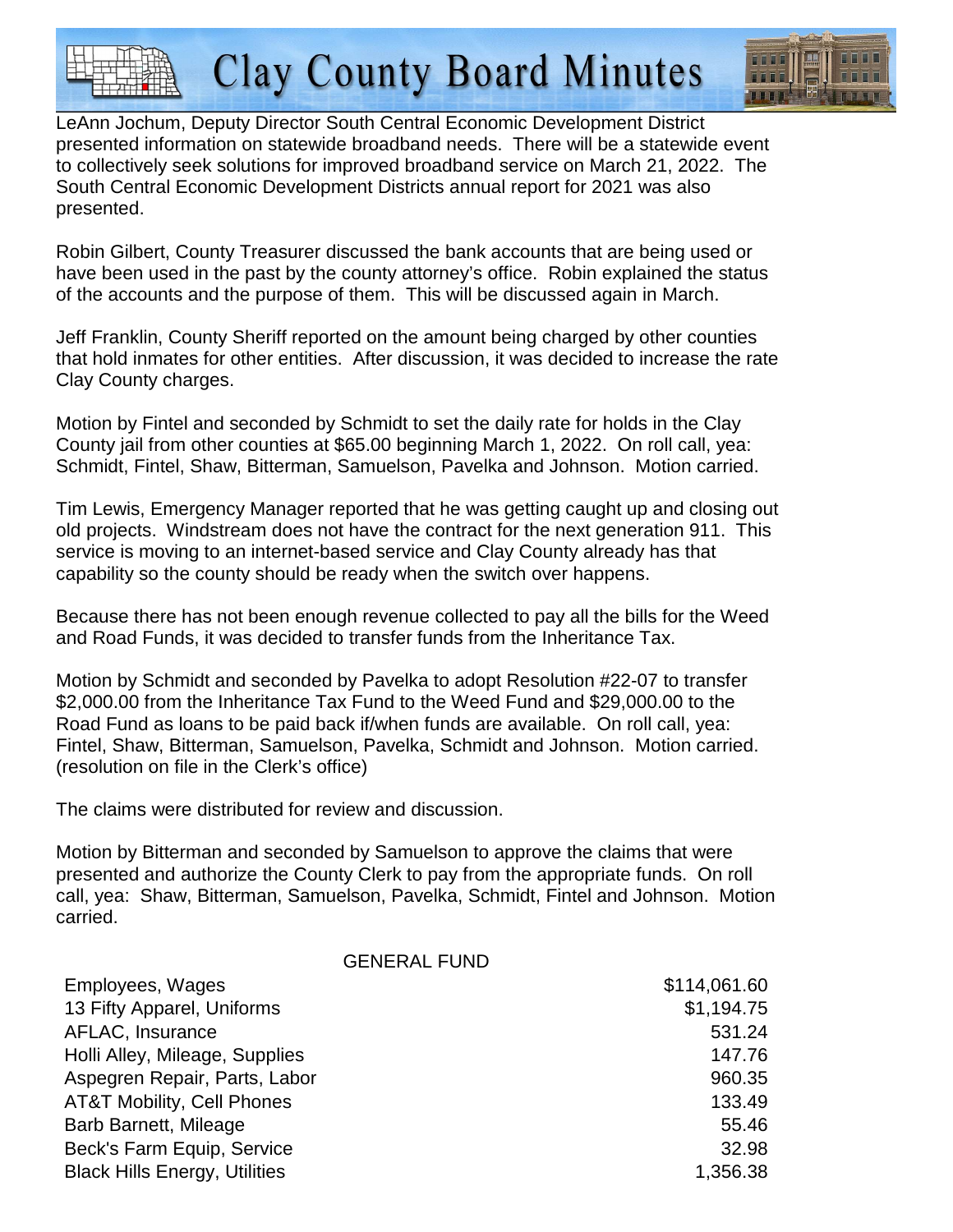LeAnn Jochum, Deputy Director South Central Economic Development District presented information on statewide broadband needs. There will be a statewide event to collectively seek solutions for improved broadband service on March 21, 2022. The South Central Economic Development Districts annual report for 2021 was also presented.

Robin Gilbert, County Treasurer discussed the bank accounts that are being used or have been used in the past by the county attorney's office. Robin explained the status of the accounts and the purpose of them. This will be discussed again in March.

Jeff Franklin, County Sheriff reported on the amount being charged by other counties that hold inmates for other entities. After discussion, it was decided to increase the rate Clay County charges.

Motion by Fintel and seconded by Schmidt to set the daily rate for holds in the Clay County jail from other counties at $65.00 beginning March 1, 2022. On roll call, yea: Schmidt, Fintel, Shaw, Bitterman, Samuelson, Pavelka and Johnson. Motion carried.

Tim Lewis, Emergency Manager reported that he was getting caught up and closing out old projects. Windstream does not have the contract for the next generation 911. This service is moving to an internet-based service and Clay County already has that capability so the county should be ready when the switch over happens.

Because there has not been enough revenue collected to pay all the bills for the Weed and Road Funds, it was decided to transfer funds from the Inheritance Tax.

Motion by Schmidt and seconded by Pavelka to adopt Resolution #22-07 to transfer $2,000.00 from the Inheritance Tax Fund to the Weed Fund and $29,000.00 to the Road Fund as loans to be paid back if/when funds are available. On roll call, yea: Fintel, Shaw, Bitterman, Samuelson, Pavelka, Schmidt and Johnson. Motion carried. (resolution on file in the Clerk's office)

The claims were distributed for review and discussion.

Motion by Bitterman and seconded by Samuelson to approve the claims that were presented and authorize the County Clerk to pay from the appropriate funds. On roll call, yea: Shaw, Bitterman, Samuelson, Pavelka, Schmidt, Fintel and Johnson. Motion carried.

| GENERAL FUND | |
|---|---|
| Employees, Wages | $114,061.60 |
| 13 Fifty Apparel, Uniforms | $1,194.75 |
| AFLAC, Insurance | 531.24 |
| Holli Alley, Mileage, Supplies | 147.76 |
| Aspegren Repair, Parts, Labor | 960.35 |
| AT&T Mobility, Cell Phones | 133.49 |
| Barb Barnett, Mileage | 55.46 |
| Beck's Farm Equip, Service | 32.98 |
| Black Hills Energy, Utilities | 1,356.38 |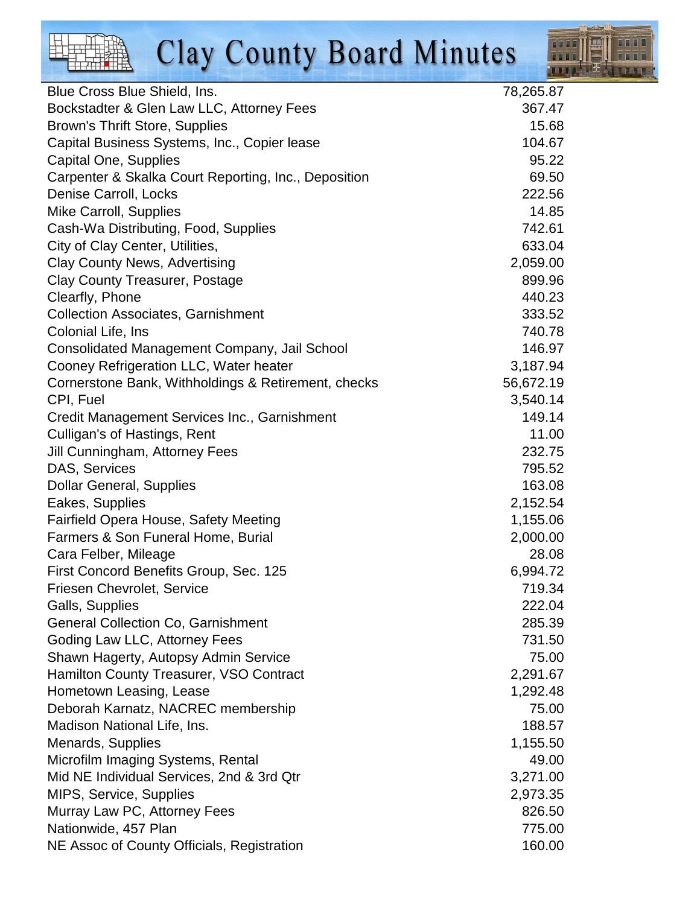| | |
|---|---:|
| Blue Cross Blue Shield, Ins. | 78,265.87 |
| Bockstadter & Glen Law LLC, Attorney Fees | 367.47 |
| Brown's Thrift Store, Supplies | 15.68 |
| Capital Business Systems, Inc., Copier lease | 104.67 |
| Capital One, Supplies | 95.22 |
| Carpenter & Skalka Court Reporting, Inc., Deposition | 69.50 |
| Denise Carroll, Locks | 222.56 |
| Mike Carroll, Supplies | 14.85 |
| Cash-Wa Distributing, Food, Supplies | 742.61 |
| City of Clay Center, Utilities, | 633.04 |
| Clay County News, Advertising | 2,059.00 |
| Clay County Treasurer, Postage | 899.96 |
| Clearfly, Phone | 440.23 |
| Collection Associates, Garnishment | 333.52 |
| Colonial Life, Ins | 740.78 |
| Consolidated Management Company, Jail School | 146.97 |
| Cooney Refrigeration LLC, Water heater | 3,187.94 |
| Cornerstone Bank, Withholdings & Retirement, checks | 56,672.19 |
| CPI, Fuel | 3,540.14 |
| Credit Management Services Inc., Garnishment | 149.14 |
| Culligan's of Hastings, Rent | 11.00 |
| Jill Cunningham, Attorney Fees | 232.75 |
| DAS, Services | 795.52 |
| Dollar General, Supplies | 163.08 |
| Eakes, Supplies | 2,152.54 |
| Fairfield Opera House, Safety Meeting | 1,155.06 |
| Farmers & Son Funeral Home, Burial | 2,000.00 |
| Cara Felber, Mileage | 28.08 |
| First Concord Benefits Group, Sec. 125 | 6,994.72 |
| Friesen Chevrolet, Service | 719.34 |
| Galls, Supplies | 222.04 |
| General Collection Co, Garnishment | 285.39 |
| Goding Law LLC, Attorney Fees | 731.50 |
| Shawn Hagerty, Autopsy Admin Service | 75.00 |
| Hamilton County Treasurer, VSO Contract | 2,291.67 |
| Hometown Leasing, Lease | 1,292.48 |
| Deborah Karnatz, NACREC membership | 75.00 |
| Madison National Life, Ins. | 188.57 |
| Menards, Supplies | 1,155.50 |
| Microfilm Imaging Systems, Rental | 49.00 |
| Mid NE Individual Services, 2nd & 3rd Qtr | 3,271.00 |
| MIPS, Service, Supplies | 2,973.35 |
| Murray Law PC, Attorney Fees | 826.50 |
| Nationwide, 457 Plan | 775.00 |
| NE Assoc of County Officials, Registration | 160.00 |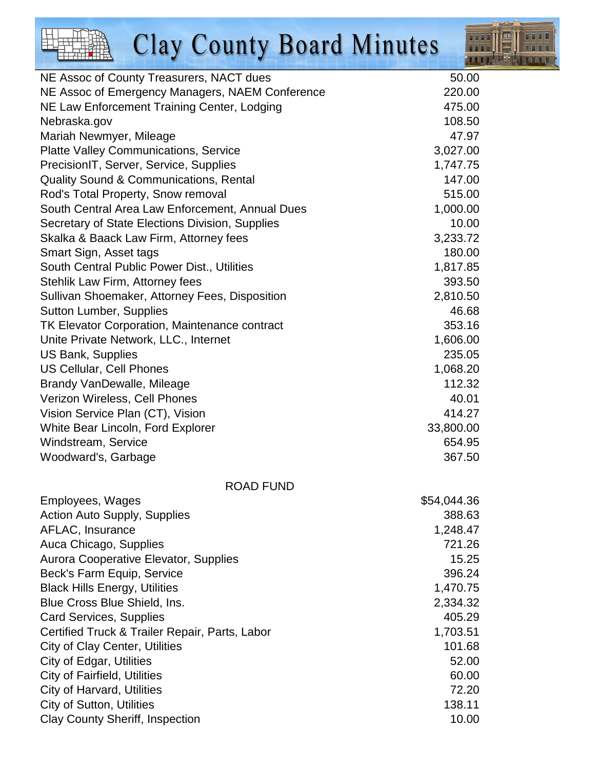| | |
|---|---|
| NE Assoc of County Treasurers, NACT dues | 50.00 |
| NE Assoc of Emergency Managers, NAEM Conference | 220.00 |
| NE Law Enforcement Training Center, Lodging | 475.00 |
| Nebraska.gov | 108.50 |
| Mariah Newmyer, Mileage | 47.97 |
| Platte Valley Communications, Service | 3,027.00 |
| PrecisionIT, Server, Service, Supplies | 1,747.75 |
| Quality Sound & Communications, Rental | 147.00 |
| Rod's Total Property, Snow removal | 515.00 |
| South Central Area Law Enforcement, Annual Dues | 1,000.00 |
| Secretary of State Elections Division, Supplies | 10.00 |
| Skalka & Baack Law Firm, Attorney fees | 3,233.72 |
| Smart Sign, Asset tags | 180.00 |
| South Central Public Power Dist., Utilities | 1,817.85 |
| Stehlik Law Firm, Attorney fees | 393.50 |
| Sullivan Shoemaker, Attorney Fees, Disposition | 2,810.50 |
| Sutton Lumber, Supplies | 46.68 |
| TK Elevator Corporation, Maintenance contract | 353.16 |
| Unite Private Network, LLC., Internet | 1,606.00 |
| US Bank, Supplies | 235.05 |
| US Cellular, Cell Phones | 1,068.20 |
| Brandy VanDewalle, Mileage | 112.32 |
| Verizon Wireless, Cell Phones | 40.01 |
| Vision Service Plan (CT), Vision | 414.27 |
| White Bear Lincoln, Ford Explorer | 33,800.00 |
| Windstream, Service | 654.95 |
| Woodward's, Garbage | 367.50 |

ROAD FUND

| | |
|---|---|
| Employees, Wages | $54,044.36 |
| Action Auto Supply, Supplies | 388.63 |
| AFLAC, Insurance | 1,248.47 |
| Auca Chicago, Supplies | 721.26 |
| Aurora Cooperative Elevator, Supplies | 15.25 |
| Beck's Farm Equip, Service | 396.24 |
| Black Hills Energy, Utilities | 1,470.75 |
| Blue Cross Blue Shield, Ins. | 2,334.32 |
| Card Services, Supplies | 405.29 |
| Certified Truck & Trailer Repair, Parts, Labor | 1,703.51 |
| City of Clay Center, Utilities | 101.68 |
| City of Edgar, Utilities | 52.00 |
| City of Fairfield, Utilities | 60.00 |
| City of Harvard, Utilities | 72.20 |
| City of Sutton, Utilities | 138.11 |
| Clay County Sheriff, Inspection | 10.00 |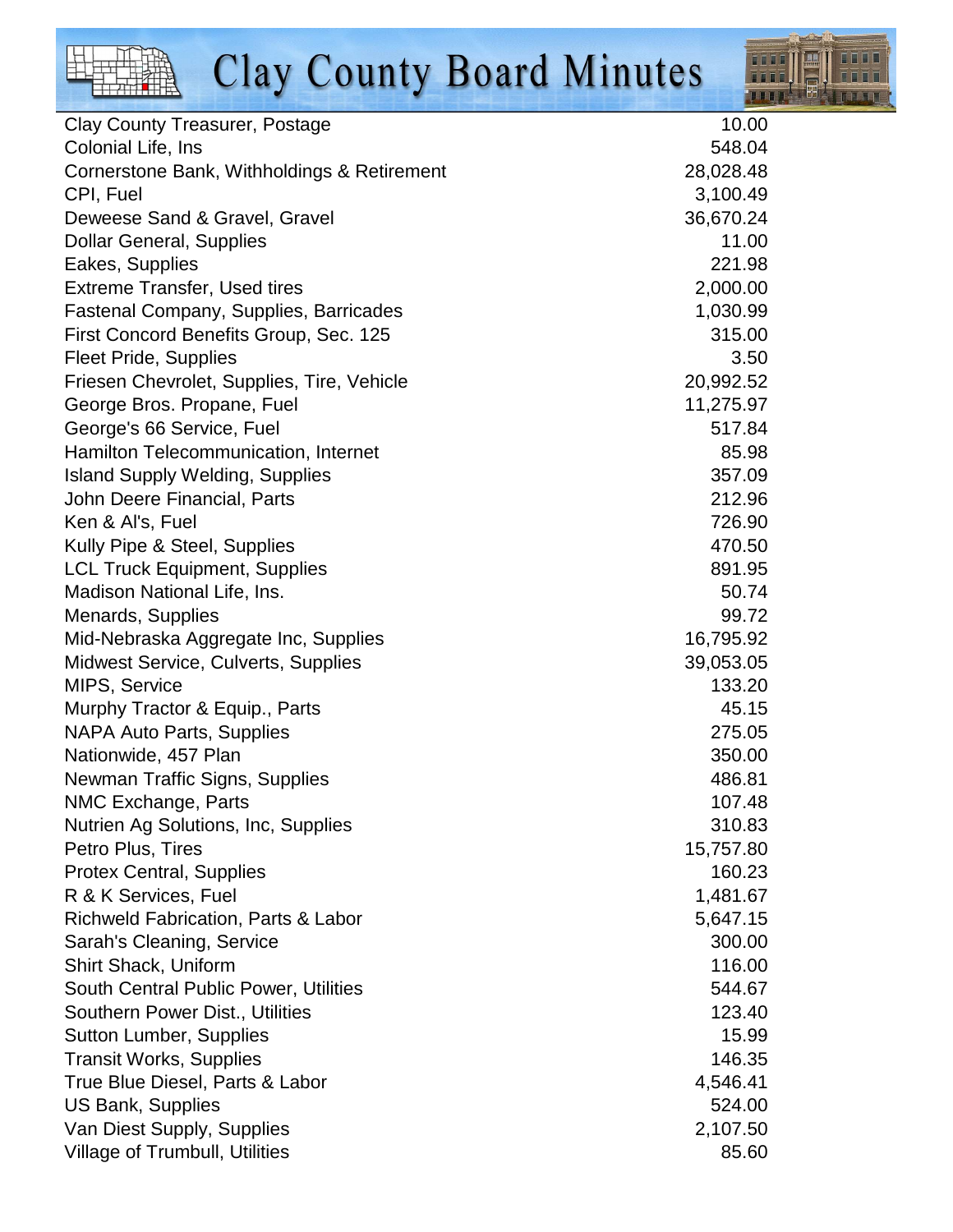| | |
|---|---|
| Clay County Treasurer, Postage | 10.00 |
| Colonial Life, Ins | 548.04 |
| Cornerstone Bank, Withholdings & Retirement | 28,028.48 |
| CPI, Fuel | 3,100.49 |
| Deweese Sand & Gravel, Gravel | 36,670.24 |
| Dollar General, Supplies | 11.00 |
| Eakes, Supplies | 221.98 |
| Extreme Transfer, Used tires | 2,000.00 |
| Fastenal Company, Supplies, Barricades | 1,030.99 |
| First Concord Benefits Group, Sec. 125 | 315.00 |
| Fleet Pride, Supplies | 3.50 |
| Friesen Chevrolet, Supplies, Tire, Vehicle | 20,992.52 |
| George Bros. Propane, Fuel | 11,275.97 |
| George's 66 Service, Fuel | 517.84 |
| Hamilton Telecommunication, Internet | 85.98 |
| Island Supply Welding, Supplies | 357.09 |
| John Deere Financial, Parts | 212.96 |
| Ken & Al's, Fuel | 726.90 |
| Kully Pipe & Steel, Supplies | 470.50 |
| LCL Truck Equipment, Supplies | 891.95 |
| Madison National Life, Ins. | 50.74 |
| Menards, Supplies | 99.72 |
| Mid-Nebraska Aggregate Inc, Supplies | 16,795.92 |
| Midwest Service, Culverts, Supplies | 39,053.05 |
| MIPS, Service | 133.20 |
| Murphy Tractor & Equip., Parts | 45.15 |
| NAPA Auto Parts, Supplies | 275.05 |
| Nationwide, 457 Plan | 350.00 |
| Newman Traffic Signs, Supplies | 486.81 |
| NMC Exchange, Parts | 107.48 |
| Nutrien Ag Solutions, Inc, Supplies | 310.83 |
| Petro Plus, Tires | 15,757.80 |
| Protex Central, Supplies | 160.23 |
| R & K Services, Fuel | 1,481.67 |
| Richweld Fabrication, Parts & Labor | 5,647.15 |
| Sarah's Cleaning, Service | 300.00 |
| Shirt Shack, Uniform | 116.00 |
| South Central Public Power, Utilities | 544.67 |
| Southern Power Dist., Utilities | 123.40 |
| Sutton Lumber, Supplies | 15.99 |
| Transit Works, Supplies | 146.35 |
| True Blue Diesel, Parts & Labor | 4,546.41 |
| US Bank, Supplies | 524.00 |
| Van Diest Supply, Supplies | 2,107.50 |
| Village of Trumbull, Utilities | 85.60 |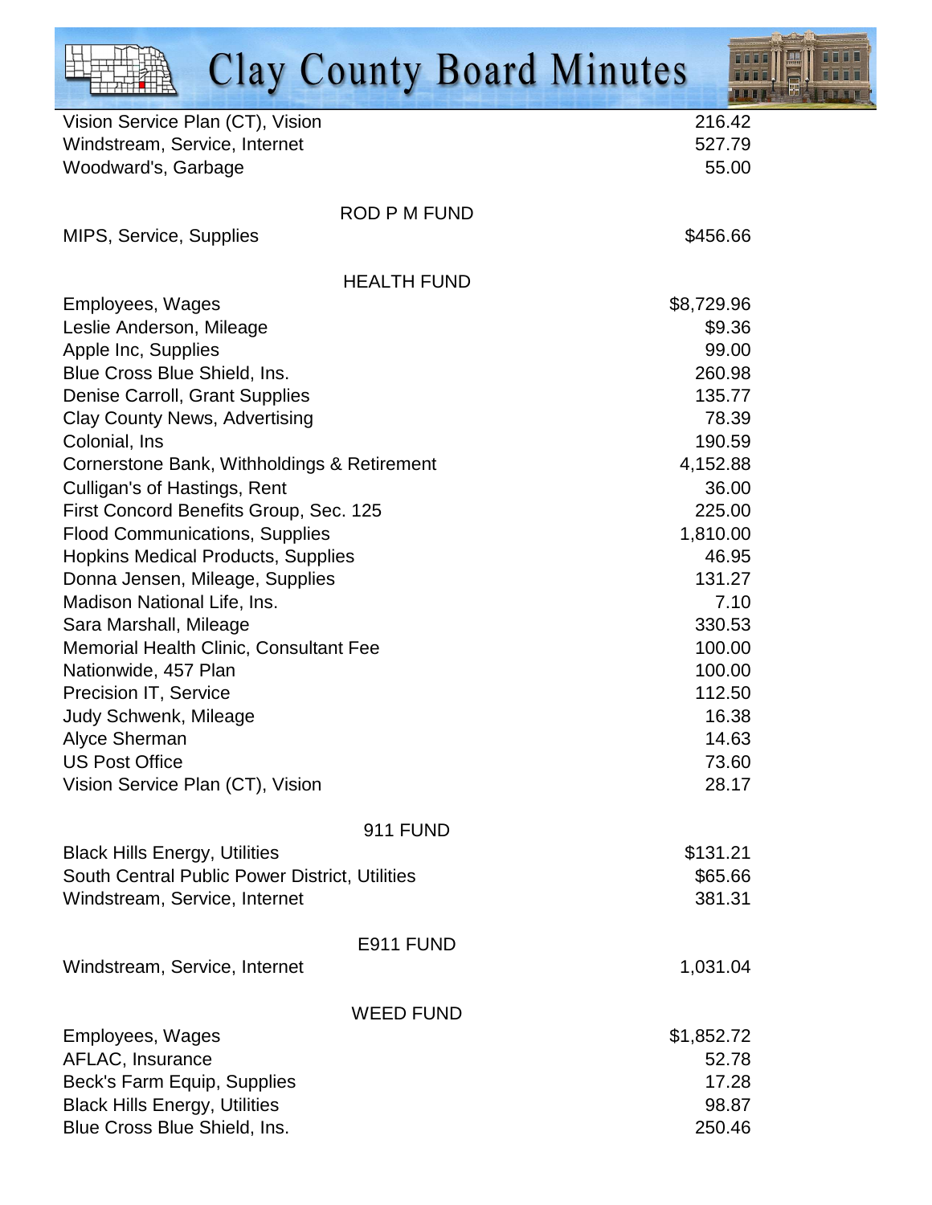| | |
|---|---|
| Vision Service Plan (CT), Vision | 216.42 |
| Windstream, Service, Internet | 527.79 |
| Woodward's, Garbage | 55.00 |

ROD P M FUND

| | |
|---|---|
| MIPS, Service, Supplies | $456.66 |

HEALTH FUND

| | |
|---|---|
| Employees, Wages | $8,729.96 |
| Leslie Anderson, Mileage | $9.36 |
| Apple Inc, Supplies | 99.00 |
| Blue Cross Blue Shield, Ins. | 260.98 |
| Denise Carroll, Grant Supplies | 135.77 |
| Clay County News, Advertising | 78.39 |
| Colonial, Ins | 190.59 |
| Cornerstone Bank, Withholdings & Retirement | 4,152.88 |
| Culligan's of Hastings, Rent | 36.00 |
| First Concord Benefits Group, Sec. 125 | 225.00 |
| Flood Communications, Supplies | 1,810.00 |
| Hopkins Medical Products, Supplies | 46.95 |
| Donna Jensen, Mileage, Supplies | 131.27 |
| Madison National Life, Ins. | 7.10 |
| Sara Marshall, Mileage | 330.53 |
| Memorial Health Clinic, Consultant Fee | 100.00 |
| Nationwide, 457 Plan | 100.00 |
| Precision IT, Service | 112.50 |
| Judy Schwenk, Mileage | 16.38 |
| Alyce Sherman | 14.63 |
| US Post Office | 73.60 |
| Vision Service Plan (CT), Vision | 28.17 |

911 FUND

| | |
|---|---|
| Black Hills Energy, Utilities | $131.21 |
| South Central Public Power District, Utilities | $65.66 |
| Windstream, Service, Internet | 381.31 |

E911 FUND

| | |
|---|---|
| Windstream, Service, Internet | 1,031.04 |

WEED FUND

| | |
|---|---|
| Employees, Wages | $1,852.72 |
| AFLAC, Insurance | 52.78 |
| Beck's Farm Equip, Supplies | 17.28 |
| Black Hills Energy, Utilities | 98.87 |
| Blue Cross Blue Shield, Ins. | 250.46 |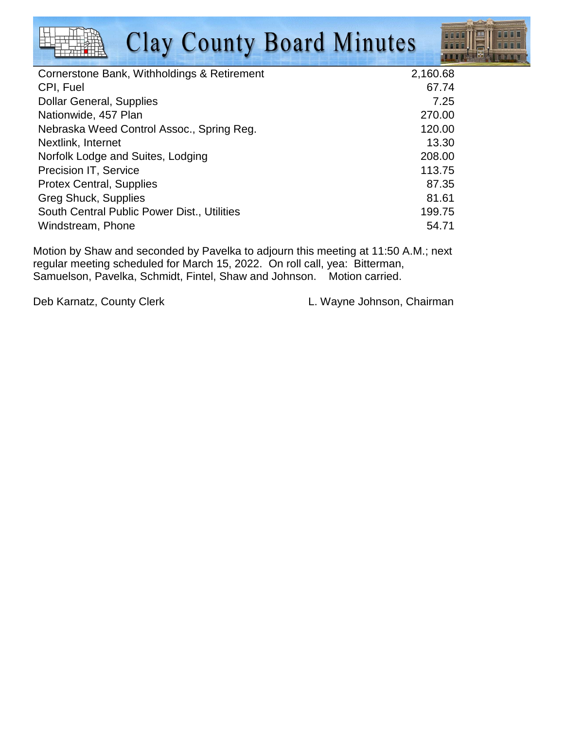| | |
|---|---|
| Cornerstone Bank, Withholdings & Retirement | 2,160.68 |
| CPI, Fuel | 67.74 |
| Dollar General, Supplies | 7.25 |
| Nationwide, 457 Plan | 270.00 |
| Nebraska Weed Control Assoc., Spring Reg. | 120.00 |
| Nextlink, Internet | 13.30 |
| Norfolk Lodge and Suites, Lodging | 208.00 |
| Precision IT, Service | 113.75 |
| Protex Central, Supplies | 87.35 |
| Greg Shuck, Supplies | 81.61 |
| South Central Public Power Dist., Utilities | 199.75 |
| Windstream, Phone | 54.71 |

Motion by Shaw and seconded by Pavelka to adjourn this meeting at 11:50 A.M.; next regular meeting scheduled for March 15, 2022. On roll call, yea: Bitterman, Samuelson, Pavelka, Schmidt, Fintel, Shaw and Johnson. Motion carried.

Deb Karnatz, County Clerk

L. Wayne Johnson, Chairman